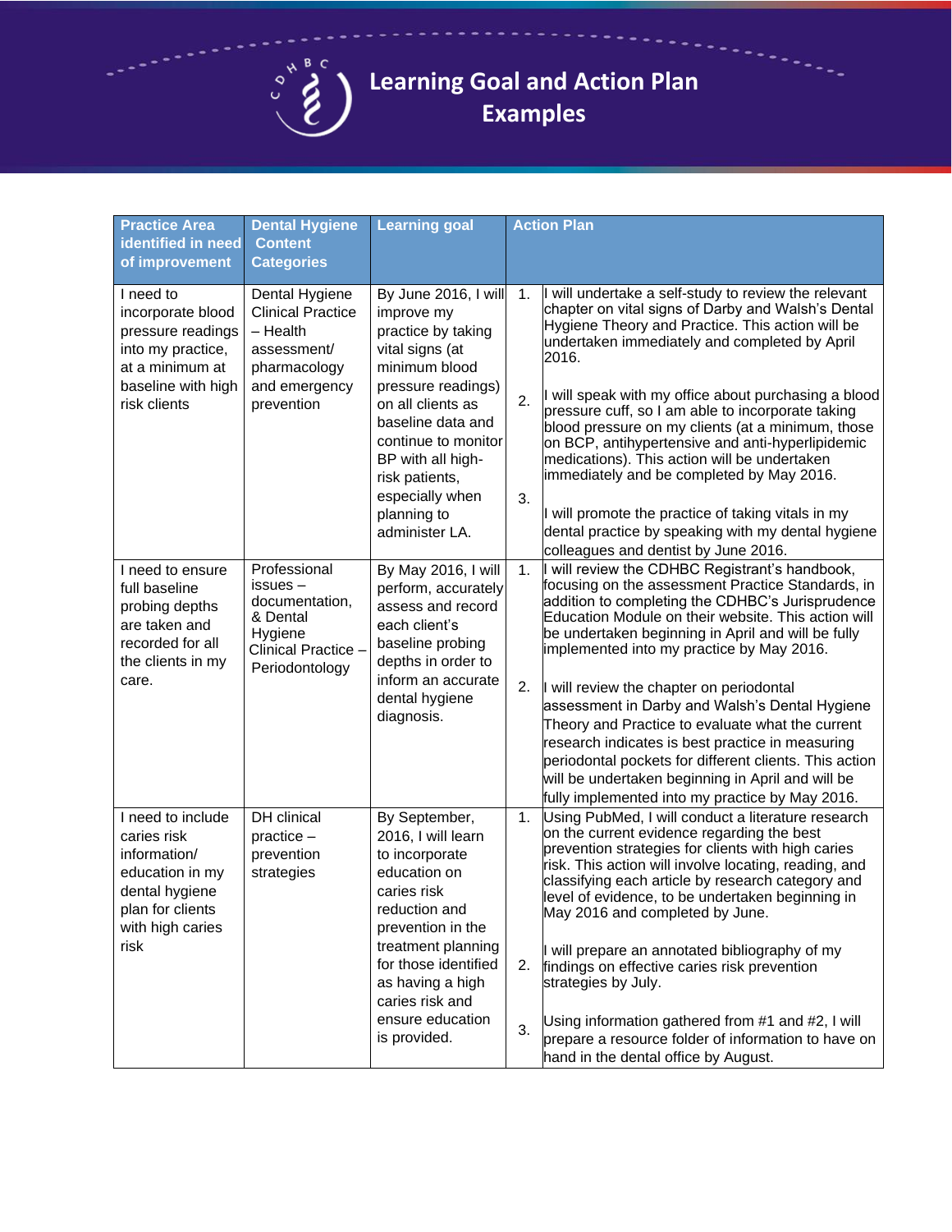# Learning Goal and Action Plan Examples

| Practice Area identified in need of improvement | Dental Hygiene Content Categories | Learning goal | Action Plan |
|---|---|---|---|
| I need to incorporate blood pressure readings into my practice, at a minimum at baseline with high risk clients | Dental Hygiene Clinical Practice – Health assessment/ pharmacology and emergency prevention | By June 2016, I will improve my practice by taking vital signs (at minimum blood pressure readings) on all clients as baseline data and continue to monitor BP with all high-risk patients, especially when planning to administer LA. | 1. I will undertake a self-study to review the relevant chapter on vital signs of Darby and Walsh's Dental Hygiene Theory and Practice. This action will be undertaken immediately and completed by April 2016.<br>2. I will speak with my office about purchasing a blood pressure cuff, so I am able to incorporate taking blood pressure on my clients (at a minimum, those on BCP, antihypertensive and anti-hyperlipidemic medications). This action will be undertaken immediately and be completed by May 2016.<br>3. I will promote the practice of taking vitals in my dental practice by speaking with my dental hygiene colleagues and dentist by June 2016. |
| I need to ensure full baseline probing depths are taken and recorded for all the clients in my care. | Professional issues – documentation, & Dental Hygiene Clinical Practice – Periodontology | By May 2016, I will perform, accurately assess and record each client's baseline probing depths in order to inform an accurate dental hygiene diagnosis. | 1. I will review the CDHBC Registrant's handbook, focusing on the assessment Practice Standards, in addition to completing the CDHBC's Jurisprudence Education Module on their website. This action will be undertaken beginning in April and will be fully implemented into my practice by May 2016.<br>2. I will review the chapter on periodontal assessment in Darby and Walsh's Dental Hygiene Theory and Practice to evaluate what the current research indicates is best practice in measuring periodontal pockets for different clients. This action will be undertaken beginning in April and will be fully implemented into my practice by May 2016. |
| I need to include caries risk information/ education in my dental hygiene plan for clients with high caries risk | DH clinical practice – prevention strategies | By September, 2016, I will learn to incorporate education on caries risk reduction and prevention in the treatment planning for those identified as having a high caries risk and ensure education is provided. | 1. Using PubMed, I will conduct a literature research on the current evidence regarding the best prevention strategies for clients with high caries risk. This action will involve locating, reading, and classifying each article by research category and level of evidence, to be undertaken beginning in May 2016 and completed by June.<br>2. I will prepare an annotated bibliography of my findings on effective caries risk prevention strategies by July.<br>3. Using information gathered from #1 and #2, I will prepare a resource folder of information to have on hand in the dental office by August. |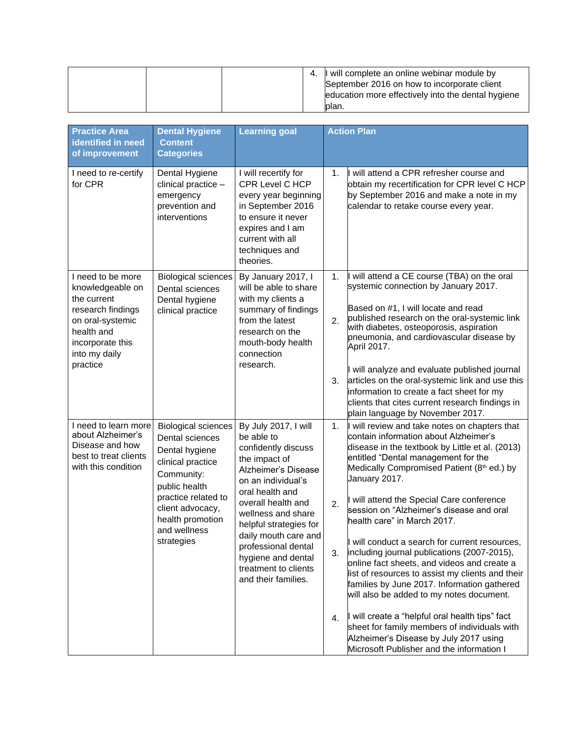| | | | |
|---|---|---|---|
| | | | 4. I will complete an online webinar module by September 2016 on how to incorporate client education more effectively into the dental hygiene plan. |

| Practice Area identified in need of improvement | Dental Hygiene Content Categories | Learning goal | Action Plan |
|---|---|---|---|
| I need to re-certify for CPR | Dental Hygiene clinical practice – emergency prevention and interventions | I will recertify for CPR Level C HCP every year beginning in September 2016 to ensure it never expires and I am current with all techniques and theories. | 1. I will attend a CPR refresher course and obtain my recertification for CPR level C HCP by September 2016 and make a note in my calendar to retake course every year. |
| I need to be more knowledgeable on the current research findings on oral-systemic health and incorporate this into my daily practice | Biological sciences<br>Dental sciences<br>Dental hygiene clinical practice | By January 2017, I will be able to share with my clients a summary of findings from the latest research on the mouth-body health connection research. | 1. I will attend a CE course (TBA) on the oral systemic connection by January 2017.<br>2. Based on #1, I will locate and read published research on the oral-systemic link with diabetes, osteoporosis, aspiration pneumonia, and cardiovascular disease by April 2017.<br>3. I will analyze and evaluate published journal articles on the oral-systemic link and use this information to create a fact sheet for my clients that cites current research findings in plain language by November 2017. |
| I need to learn more about Alzheimer's Disease and how best to treat clients with this condition | Biological sciences<br>Dental sciences<br>Dental hygiene clinical practice<br>Community: public health practice related to client advocacy, health promotion and wellness strategies | By July 2017, I will be able to confidently discuss the impact of Alzheimer's Disease on an individual's oral health and overall health and wellness and share helpful strategies for daily mouth care and professional dental hygiene and dental treatment to clients and their families. | 1. I will review and take notes on chapters that contain information about Alzheimer's disease in the textbook by Little et al. (2013) entitled "Dental management for the Medically Compromised Patient (8th ed.) by January 2017.<br>2. I will attend the Special Care conference session on "Alzheimer's disease and oral health care" in March 2017.<br>3. I will conduct a search for current resources, including journal publications (2007-2015), online fact sheets, and videos and create a list of resources to assist my clients and their families by June 2017. Information gathered will also be added to my notes document.<br>4. I will create a "helpful oral health tips" fact sheet for family members of individuals with Alzheimer's Disease by July 2017 using Microsoft Publisher and the information I |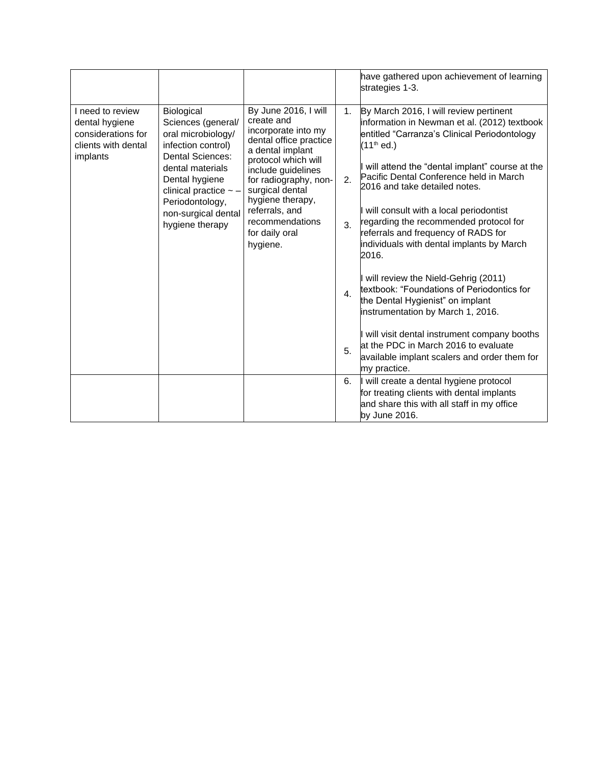| | | | | |
|---|---|---|---|---|
| | | | | have gathered upon achievement of learning strategies 1-3. |
| I need to review dental hygiene considerations for clients with dental implants | Biological Sciences (general/ oral microbiology/ infection control) Dental Sciences: dental materials Dental hygiene clinical practice ~ – Periodontology, non-surgical dental hygiene therapy | By June 2016, I will create and incorporate into my dental office practice a dental implant protocol which will include guidelines for radiography, non-surgical dental hygiene therapy, referrals, and recommendations for daily oral hygiene. | 1.<br><br>2.<br><br>3.<br><br>4.<br><br>5. | By March 2016, I will review pertinent information in Newman et al. (2012) textbook entitled "Carranza's Clinical Periodontology (11th ed.)<br><br>I will attend the "dental implant" course at the Pacific Dental Conference held in March 2016 and take detailed notes.<br><br>I will consult with a local periodontist regarding the recommended protocol for referrals and frequency of RADS for individuals with dental implants by March 2016.<br><br>I will review the Nield-Gehrig (2011) textbook: "Foundations of Periodontics for the Dental Hygienist" on implant instrumentation by March 1, 2016.<br><br>I will visit dental instrument company booths at the PDC in March 2016 to evaluate available implant scalers and order them for my practice. |
| | | | 6. | I will create a dental hygiene protocol for treating clients with dental implants and share this with all staff in my office by June 2016. |